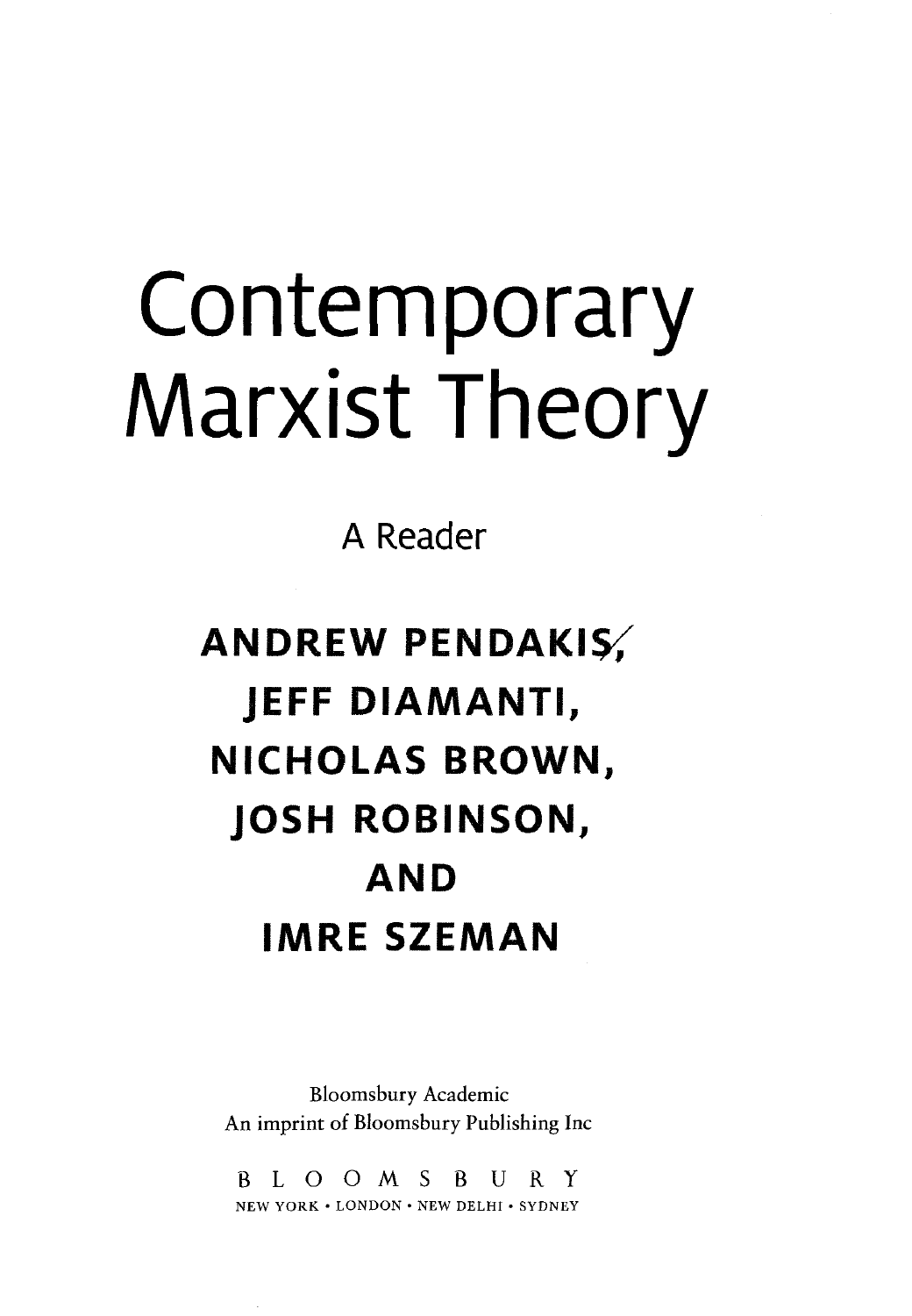# Contemporary Marxist Theory

## A Reader

**ANDREW PENDAKIS, JEFF DIAMANTI, NICHOLAS BROWN, JOSH ROBINSON, AND IMRE SZEMAN**

Bloomsbury Academic
An imprint of Bloomsbury Publishing Inc

BLOOMSBURY
NEW YORK • LONDON • NEW DELHI • SYDNEY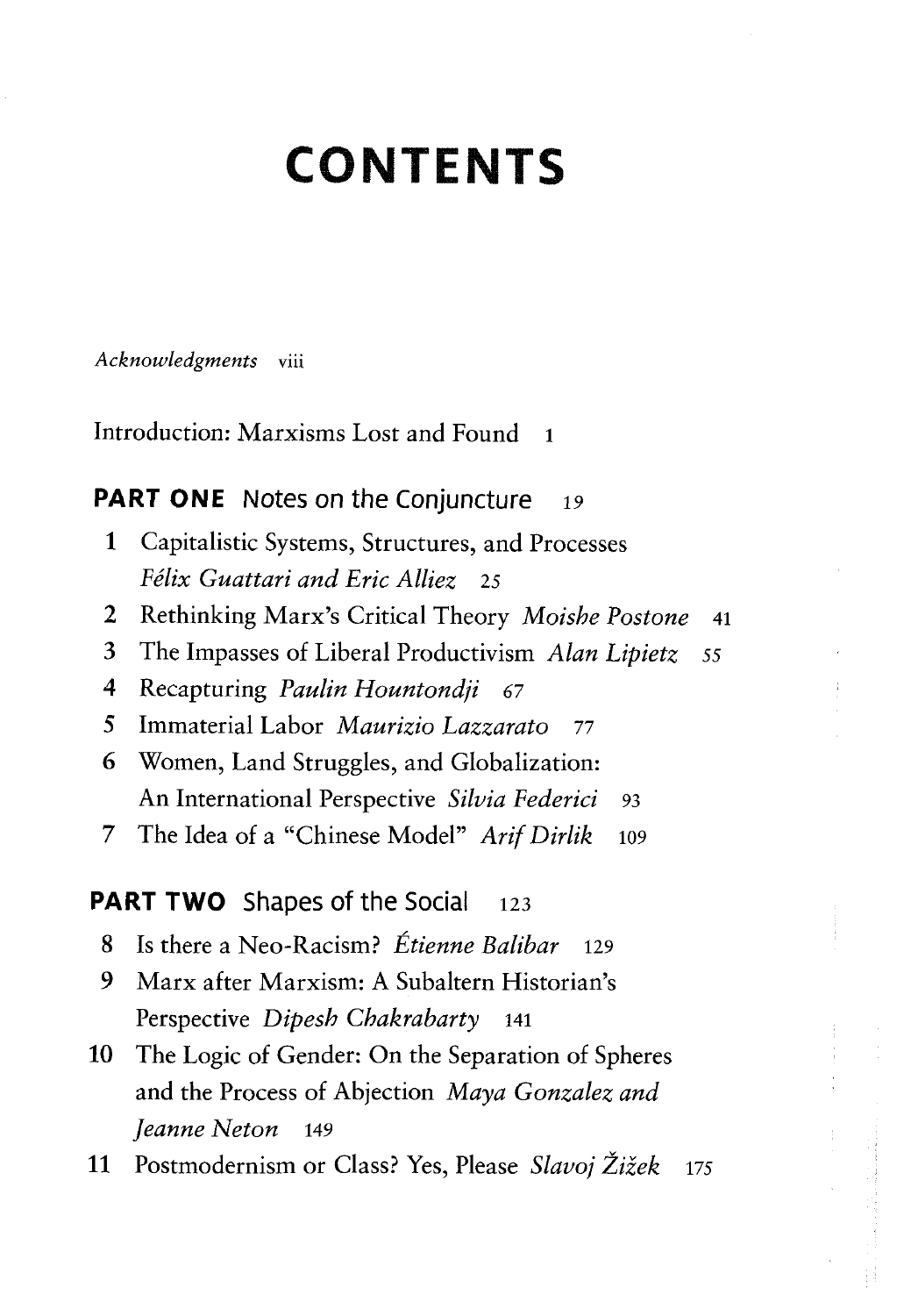# CONTENTS

*Acknowledgments* viii

Introduction: Marxisms Lost and Found 1

## **PART ONE** Notes on the Conjuncture 19

1 Capitalistic Systems, Structures, and Processes *Félix Guattari and Eric Alliez* 25

2 Rethinking Marx's Critical Theory *Moishe Postone* 41

3 The Impasses of Liberal Productivism *Alan Lipietz* 55

4 Recapturing *Paulin Hountondji* 67

5 Immaterial Labor *Maurizio Lazzarato* 77

6 Women, Land Struggles, and Globalization: An International Perspective *Silvia Federici* 93

7 The Idea of a "Chinese Model" *Arif Dirlik* 109

## **PART TWO** Shapes of the Social 123

8 Is there a Neo-Racism? *Étienne Balibar* 129

9 Marx after Marxism: A Subaltern Historian's Perspective *Dipesh Chakrabarty* 141

10 The Logic of Gender: On the Separation of Spheres and the Process of Abjection *Maya Gonzalez and Jeanne Neton* 149

11 Postmodernism or Class? Yes, Please *Slavoj Žižek* 175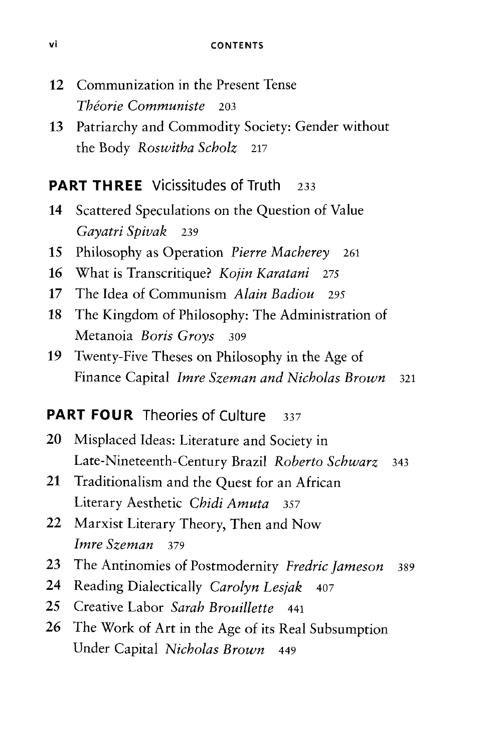12 Communization in the Present Tense *Théorie Communiste* 203

13 Patriarchy and Commodity Society: Gender without the Body *Roswitha Scholz* 217

## PART THREE Vicissitudes of Truth 233

14 Scattered Speculations on the Question of Value *Gayatri Spivak* 239

15 Philosophy as Operation *Pierre Macherey* 261

16 What is Transcritique? *Kojin Karatani* 275

17 The Idea of Communism *Alain Badiou* 295

18 The Kingdom of Philosophy: The Administration of Metanoia *Boris Groys* 309

19 Twenty-Five Theses on Philosophy in the Age of Finance Capital *Imre Szeman and Nicholas Brown* 321

## PART FOUR Theories of Culture 337

20 Misplaced Ideas: Literature and Society in Late-Nineteenth-Century Brazil *Roberto Schwarz* 343

21 Traditionalism and the Quest for an African Literary Aesthetic *Chidi Amuta* 357

22 Marxist Literary Theory, Then and Now *Imre Szeman* 379

23 The Antinomies of Postmodernity *Fredric Jameson* 389

24 Reading Dialectically *Carolyn Lesjak* 407

25 Creative Labor *Sarah Brouillette* 441

26 The Work of Art in the Age of its Real Subsumption Under Capital *Nicholas Brown* 449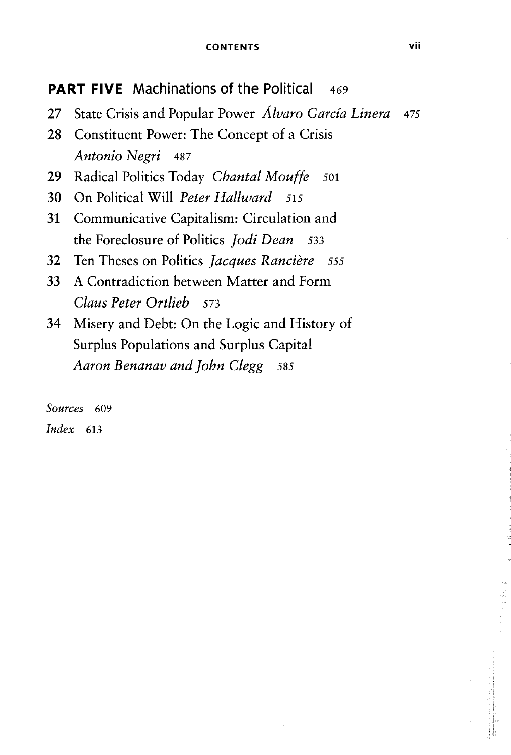## PART FIVE Machinations of the Political 469

27 State Crisis and Popular Power *Álvaro García Linera* 475

28 Constituent Power: The Concept of a Crisis *Antonio Negri* 487

29 Radical Politics Today *Chantal Mouffe* 501

30 On Political Will *Peter Hallward* 515

31 Communicative Capitalism: Circulation and the Foreclosure of Politics *Jodi Dean* 533

32 Ten Theses on Politics *Jacques Rancière* 555

33 A Contradiction between Matter and Form *Claus Peter Ortlieb* 573

34 Misery and Debt: On the Logic and History of Surplus Populations and Surplus Capital *Aaron Benanav and John Clegg* 585

*Sources* 609

*Index* 613